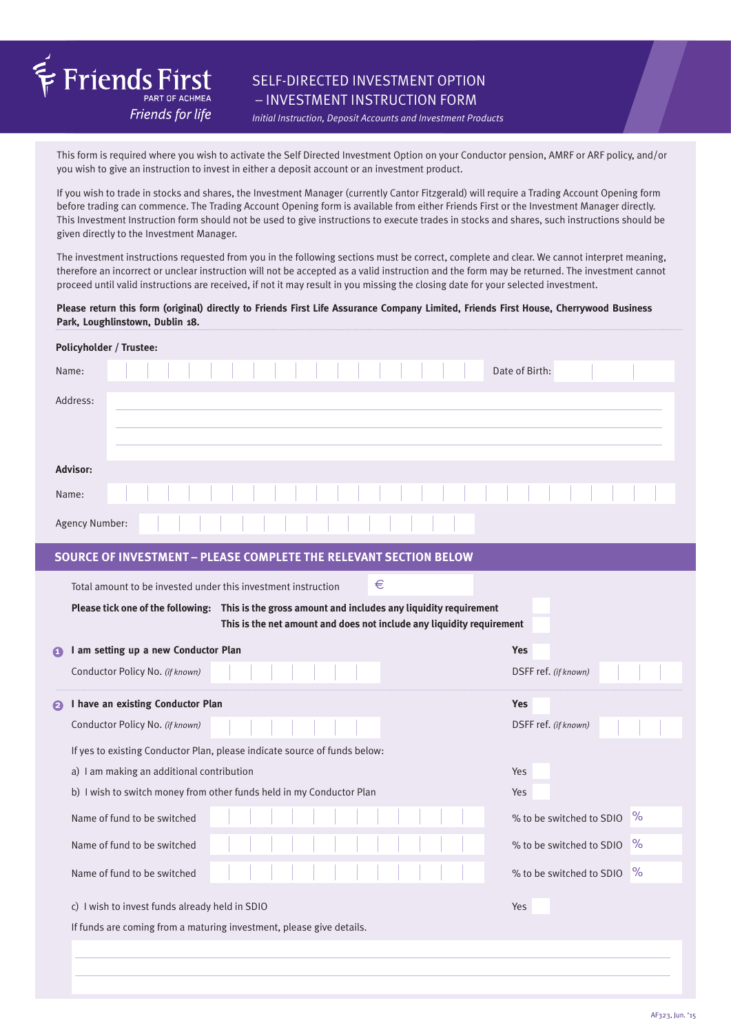Friends First
PART OF ACHMEA
*Friends for life*

# SELF-DIRECTED INVESTMENT OPTION – INVESTMENT INSTRUCTION FORM

*Initial Instruction, Deposit Accounts and Investment Products*

This form is required where you wish to activate the Self Directed Investment Option on your Conductor pension, AMRF or ARF policy, and/or you wish to give an instruction to invest in either a deposit account or an investment product.

If you wish to trade in stocks and shares, the Investment Manager (currently Cantor Fitzgerald) will require a Trading Account Opening form before trading can commence. The Trading Account Opening form is available from either Friends First or the Investment Manager directly. This Investment Instruction form should not be used to give instructions to execute trades in stocks and shares, such instructions should be given directly to the Investment Manager.

The investment instructions requested from you in the following sections must be correct, complete and clear. We cannot interpret meaning, therefore an incorrect or unclear instruction will not be accepted as a valid instruction and the form may be returned. The investment cannot proceed until valid instructions are received, if not it may result in you missing the closing date for your selected investment.

**Please return this form (original) directly to Friends First Life Assurance Company Limited, Friends First House, Cherrywood Business Park, Loughlinstown, Dublin 18.**

**Policyholder / Trustee:**

Name: ______________________ Date of Birth: __________

Address: ______________________

**Advisor:**

Name: ______________________

Agency Number: ______________________

## SOURCE OF INVESTMENT – PLEASE COMPLETE THE RELEVANT SECTION BELOW

Total amount to be invested under this investment instruction €__________

**Please tick one of the following:** **This is the gross amount and includes any liquidity requirement** ☐
**This is the net amount and does not include any liquidity requirement** ☐

**1 I am setting up a new Conductor Plan** **Yes** ☐

Conductor Policy No. *(if known)* __________ DSFF ref. *(if known)* __________

**2 I have an existing Conductor Plan** **Yes** ☐

Conductor Policy No. *(if known)* __________ DSFF ref. *(if known)* __________

If yes to existing Conductor Plan, please indicate source of funds below:

a) I am making an additional contribution Yes ☐

b) I wish to switch money from other funds held in my Conductor Plan Yes ☐

Name of fund to be switched __________ % to be switched to SDIO ____%

Name of fund to be switched __________ % to be switched to SDIO ____%

Name of fund to be switched __________ % to be switched to SDIO ____%

c) I wish to invest funds already held in SDIO Yes ☐

If funds are coming from a maturing investment, please give details.

______________________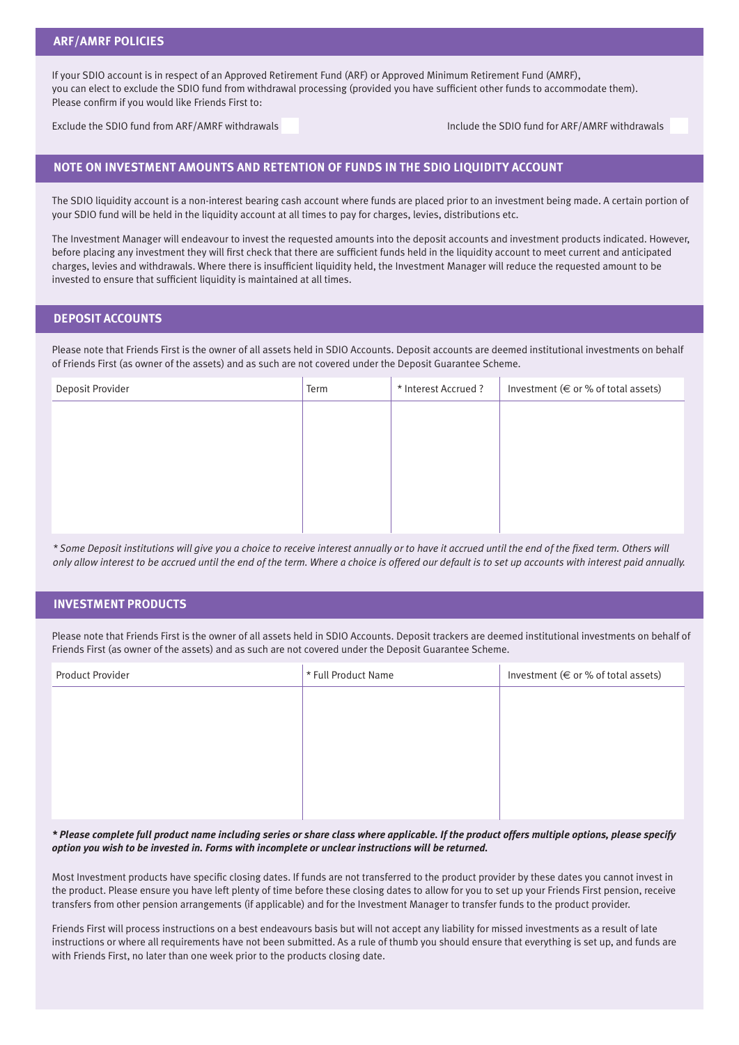## ARF/AMRF POLICIES

If your SDIO account is in respect of an Approved Retirement Fund (ARF) or Approved Minimum Retirement Fund (AMRF), you can elect to exclude the SDIO fund from withdrawal processing (provided you have sufficient other funds to accommodate them). Please confirm if you would like Friends First to:

Exclude the SDIO fund from ARF/AMRF withdrawals ☐     Include the SDIO fund for ARF/AMRF withdrawals ☐

## NOTE ON INVESTMENT AMOUNTS AND RETENTION OF FUNDS IN THE SDIO LIQUIDITY ACCOUNT

The SDIO liquidity account is a non-interest bearing cash account where funds are placed prior to an investment being made. A certain portion of your SDIO fund will be held in the liquidity account at all times to pay for charges, levies, distributions etc.

The Investment Manager will endeavour to invest the requested amounts into the deposit accounts and investment products indicated. However, before placing any investment they will first check that there are sufficient funds held in the liquidity account to meet current and anticipated charges, levies and withdrawals. Where there is insufficient liquidity held, the Investment Manager will reduce the requested amount to be invested to ensure that sufficient liquidity is maintained at all times.

## DEPOSIT ACCOUNTS

Please note that Friends First is the owner of all assets held in SDIO Accounts. Deposit accounts are deemed institutional investments on behalf of Friends First (as owner of the assets) and as such are not covered under the Deposit Guarantee Scheme.

| Deposit Provider | Term | * Interest Accrued ? | Investment (€ or % of total assets) |
|---|---|---|---|
| | | | |

*\* Some Deposit institutions will give you a choice to receive interest annually or to have it accrued until the end of the fixed term. Others will only allow interest to be accrued until the end of the term. Where a choice is offered our default is to set up accounts with interest paid annually.*

## INVESTMENT PRODUCTS

Please note that Friends First is the owner of all assets held in SDIO Accounts. Deposit trackers are deemed institutional investments on behalf of Friends First (as owner of the assets) and as such are not covered under the Deposit Guarantee Scheme.

| Product Provider | * Full Product Name | Investment (€ or % of total assets) |
|---|---|---|
| | | |

***\* Please complete full product name including series or share class where applicable. If the product offers multiple options, please specify option you wish to be invested in. Forms with incomplete or unclear instructions will be returned.***

Most Investment products have specific closing dates. If funds are not transferred to the product provider by these dates you cannot invest in the product. Please ensure you have left plenty of time before these closing dates to allow for you to set up your Friends First pension, receive transfers from other pension arrangements (if applicable) and for the Investment Manager to transfer funds to the product provider.

Friends First will process instructions on a best endeavours basis but will not accept any liability for missed investments as a result of late instructions or where all requirements have not been submitted. As a rule of thumb you should ensure that everything is set up, and funds are with Friends First, no later than one week prior to the products closing date.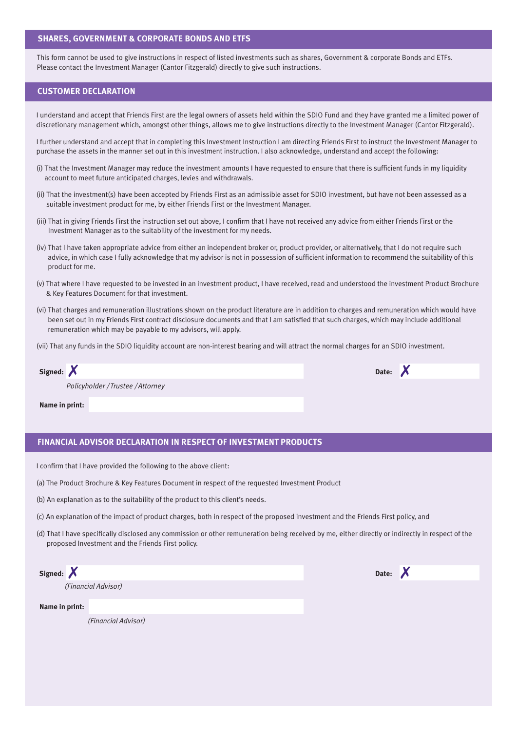## SHARES, GOVERNMENT & CORPORATE BONDS AND ETFS

This form cannot be used to give instructions in respect of listed investments such as shares, Government & corporate Bonds and ETFs. Please contact the Investment Manager (Cantor Fitzgerald) directly to give such instructions.

## CUSTOMER DECLARATION

I understand and accept that Friends First are the legal owners of assets held within the SDIO Fund and they have granted me a limited power of discretionary management which, amongst other things, allows me to give instructions directly to the Investment Manager (Cantor Fitzgerald).

I further understand and accept that in completing this Investment Instruction I am directing Friends First to instruct the Investment Manager to purchase the assets in the manner set out in this investment instruction. I also acknowledge, understand and accept the following:

(i) That the Investment Manager may reduce the investment amounts I have requested to ensure that there is sufficient funds in my liquidity account to meet future anticipated charges, levies and withdrawals.

(ii) That the investment(s) have been accepted by Friends First as an admissible asset for SDIO investment, but have not been assessed as a suitable investment product for me, by either Friends First or the Investment Manager.

(iii) That in giving Friends First the instruction set out above, I confirm that I have not received any advice from either Friends First or the Investment Manager as to the suitability of the investment for my needs.

(iv) That I have taken appropriate advice from either an independent broker or, product provider, or alternatively, that I do not require such advice, in which case I fully acknowledge that my advisor is not in possession of sufficient information to recommend the suitability of this product for me.

(v) That where I have requested to be invested in an investment product, I have received, read and understood the investment Product Brochure & Key Features Document for that investment.

(vi) That charges and remuneration illustrations shown on the product literature are in addition to charges and remuneration which would have been set out in my Friends First contract disclosure documents and that I am satisfied that such charges, which may include additional remuneration which may be payable to my advisors, will apply.

(vii) That any funds in the SDIO liquidity account are non-interest bearing and will attract the normal charges for an SDIO investment.

**Signed:** ✗ &nbsp;&nbsp;&nbsp;&nbsp;&nbsp;&nbsp;&nbsp;&nbsp;&nbsp;&nbsp; **Date:** ✗

*Policyholder / Trustee / Attorney*

**Name in print:**

## FINANCIAL ADVISOR DECLARATION IN RESPECT OF INVESTMENT PRODUCTS

I confirm that I have provided the following to the above client:

(a) The Product Brochure & Key Features Document in respect of the requested Investment Product

(b) An explanation as to the suitability of the product to this client's needs.

(c) An explanation of the impact of product charges, both in respect of the proposed investment and the Friends First policy, and

(d) That I have specifically disclosed any commission or other remuneration being received by me, either directly or indirectly in respect of the proposed Investment and the Friends First policy.

**Signed:** ✗ &nbsp;&nbsp;&nbsp;&nbsp;&nbsp;&nbsp;&nbsp;&nbsp;&nbsp;&nbsp; **Date:** ✗

*(Financial Advisor)*

**Name in print:**

*(Financial Advisor)*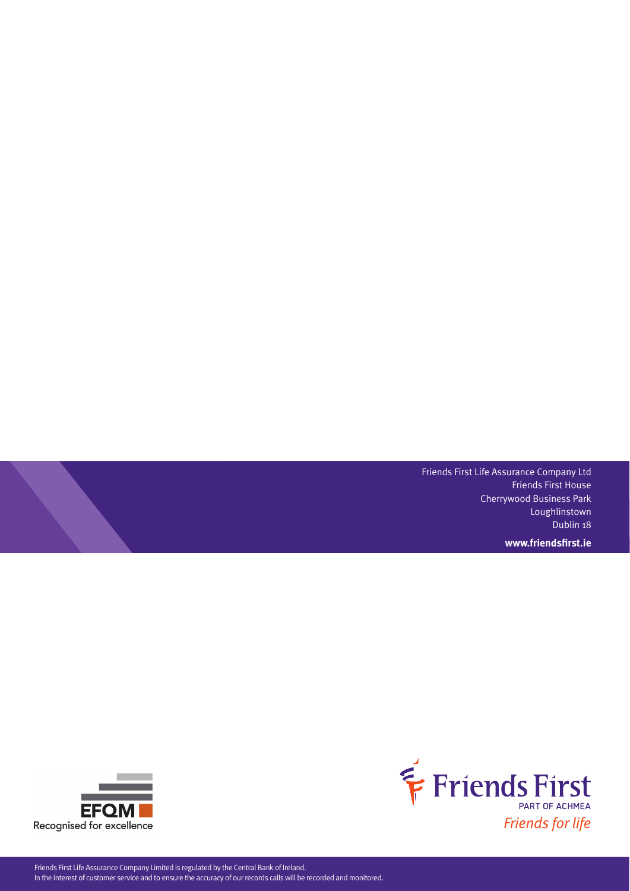Friends First Life Assurance Company Ltd
Friends First House
Cherrywood Business Park
Loughlinstown
Dublin 18

**www.friendsfirst.ie**

EFQM
Recognised for excellence

Friends First
PART OF ACHMEA
*Friends for life*

Friends First Life Assurance Company Limited is regulated by the Central Bank of Ireland.
In the interest of customer service and to ensure the accuracy of our records calls will be recorded and monitored.